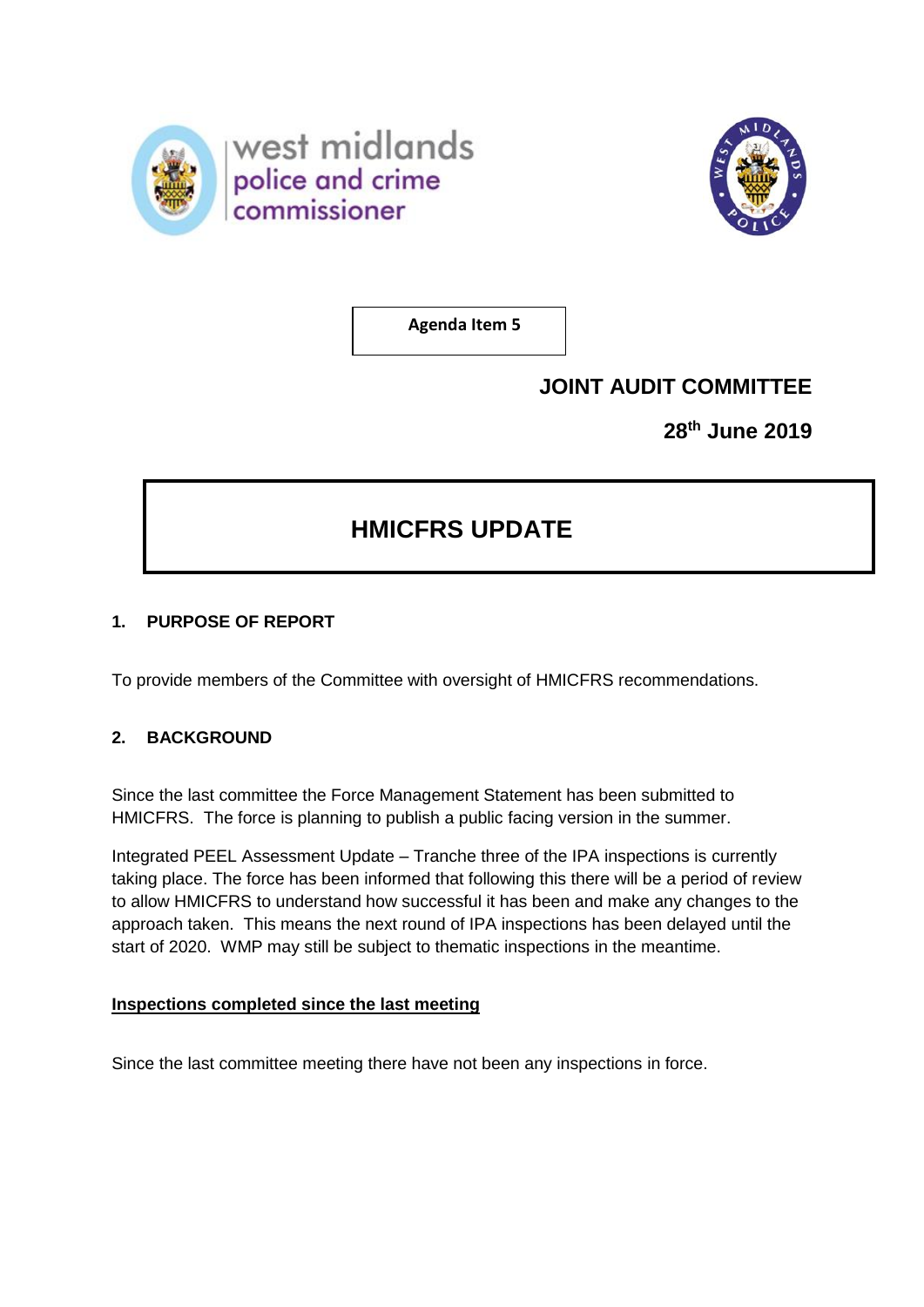west midlands police and crime commissioner

**Agenda Item 5**

**JOINT AUDIT COMMITTEE**

**28th June 2019**

# HMICFRS UPDATE

## 1. PURPOSE OF REPORT

To provide members of the Committee with oversight of HMICFRS recommendations.

## 2. BACKGROUND

Since the last committee the Force Management Statement has been submitted to HMICFRS. The force is planning to publish a public facing version in the summer.

Integrated PEEL Assessment Update – Tranche three of the IPA inspections is currently taking place. The force has been informed that following this there will be a period of review to allow HMICFRS to understand how successful it has been and make any changes to the approach taken. This means the next round of IPA inspections has been delayed until the start of 2020. WMP may still be subject to thematic inspections in the meantime.

**Inspections completed since the last meeting**

Since the last committee meeting there have not been any inspections in force.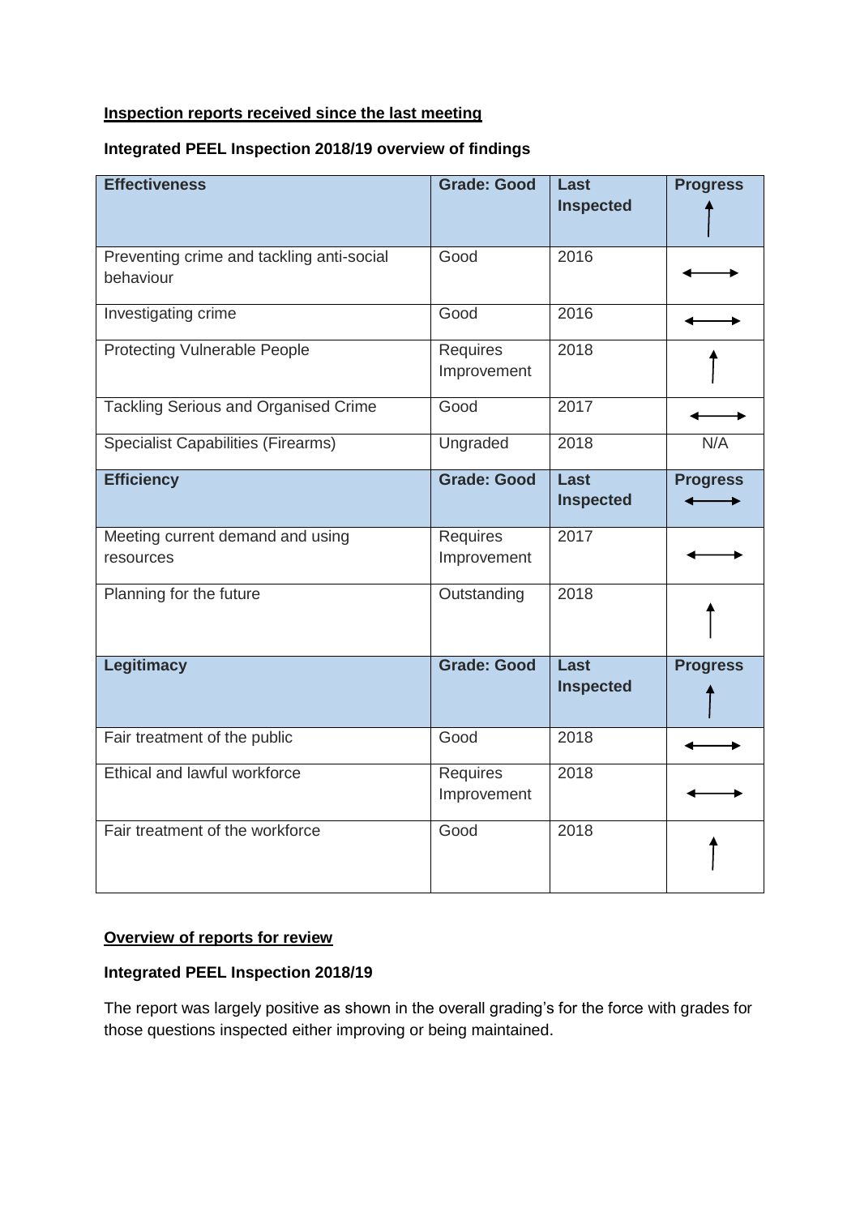**Inspection reports received since the last meeting**

**Integrated PEEL Inspection 2018/19 overview of findings**

| **Effectiveness** | **Grade: Good** | **Last Inspected** | **Progress** ↑ |
|---|---|---|---|
| Preventing crime and tackling anti-social behaviour | Good | 2016 | ↔ |
| Investigating crime | Good | 2016 | ↔ |
| Protecting Vulnerable People | Requires Improvement | 2018 | ↑ |
| Tackling Serious and Organised Crime | Good | 2017 | ↔ |
| Specialist Capabilities (Firearms) | Ungraded | 2018 | N/A |
| **Efficiency** | **Grade: Good** | **Last Inspected** | **Progress** ↔ |
| Meeting current demand and using resources | Requires Improvement | 2017 | ↔ |
| Planning for the future | Outstanding | 2018 | ↑ |
| **Legitimacy** | **Grade: Good** | **Last Inspected** | **Progress** ↑ |
| Fair treatment of the public | Good | 2018 | ↔ |
| Ethical and lawful workforce | Requires Improvement | 2018 | ↔ |
| Fair treatment of the workforce | Good | 2018 | ↑ |

**Overview of reports for review**

**Integrated PEEL Inspection 2018/19**

The report was largely positive as shown in the overall grading's for the force with grades for those questions inspected either improving or being maintained.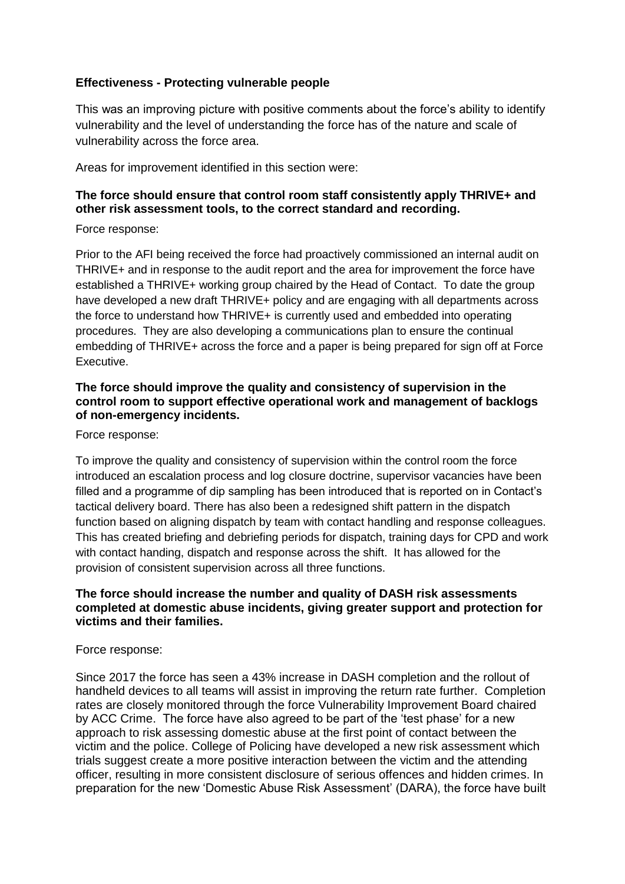**Effectiveness - Protecting vulnerable people**

This was an improving picture with positive comments about the force's ability to identify vulnerability and the level of understanding the force has of the nature and scale of vulnerability across the force area.

Areas for improvement identified in this section were:

**The force should ensure that control room staff consistently apply THRIVE+ and other risk assessment tools, to the correct standard and recording.**

Force response:

Prior to the AFI being received the force had proactively commissioned an internal audit on THRIVE+ and in response to the audit report and the area for improvement the force have established a THRIVE+ working group chaired by the Head of Contact. To date the group have developed a new draft THRIVE+ policy and are engaging with all departments across the force to understand how THRIVE+ is currently used and embedded into operating procedures. They are also developing a communications plan to ensure the continual embedding of THRIVE+ across the force and a paper is being prepared for sign off at Force Executive.

**The force should improve the quality and consistency of supervision in the control room to support effective operational work and management of backlogs of non-emergency incidents.**

Force response:

To improve the quality and consistency of supervision within the control room the force introduced an escalation process and log closure doctrine, supervisor vacancies have been filled and a programme of dip sampling has been introduced that is reported on in Contact's tactical delivery board. There has also been a redesigned shift pattern in the dispatch function based on aligning dispatch by team with contact handling and response colleagues. This has created briefing and debriefing periods for dispatch, training days for CPD and work with contact handing, dispatch and response across the shift. It has allowed for the provision of consistent supervision across all three functions.

**The force should increase the number and quality of DASH risk assessments completed at domestic abuse incidents, giving greater support and protection for victims and their families.**

Force response:

Since 2017 the force has seen a 43% increase in DASH completion and the rollout of handheld devices to all teams will assist in improving the return rate further. Completion rates are closely monitored through the force Vulnerability Improvement Board chaired by ACC Crime. The force have also agreed to be part of the 'test phase' for a new approach to risk assessing domestic abuse at the first point of contact between the victim and the police. College of Policing have developed a new risk assessment which trials suggest create a more positive interaction between the victim and the attending officer, resulting in more consistent disclosure of serious offences and hidden crimes. In preparation for the new 'Domestic Abuse Risk Assessment' (DARA), the force have built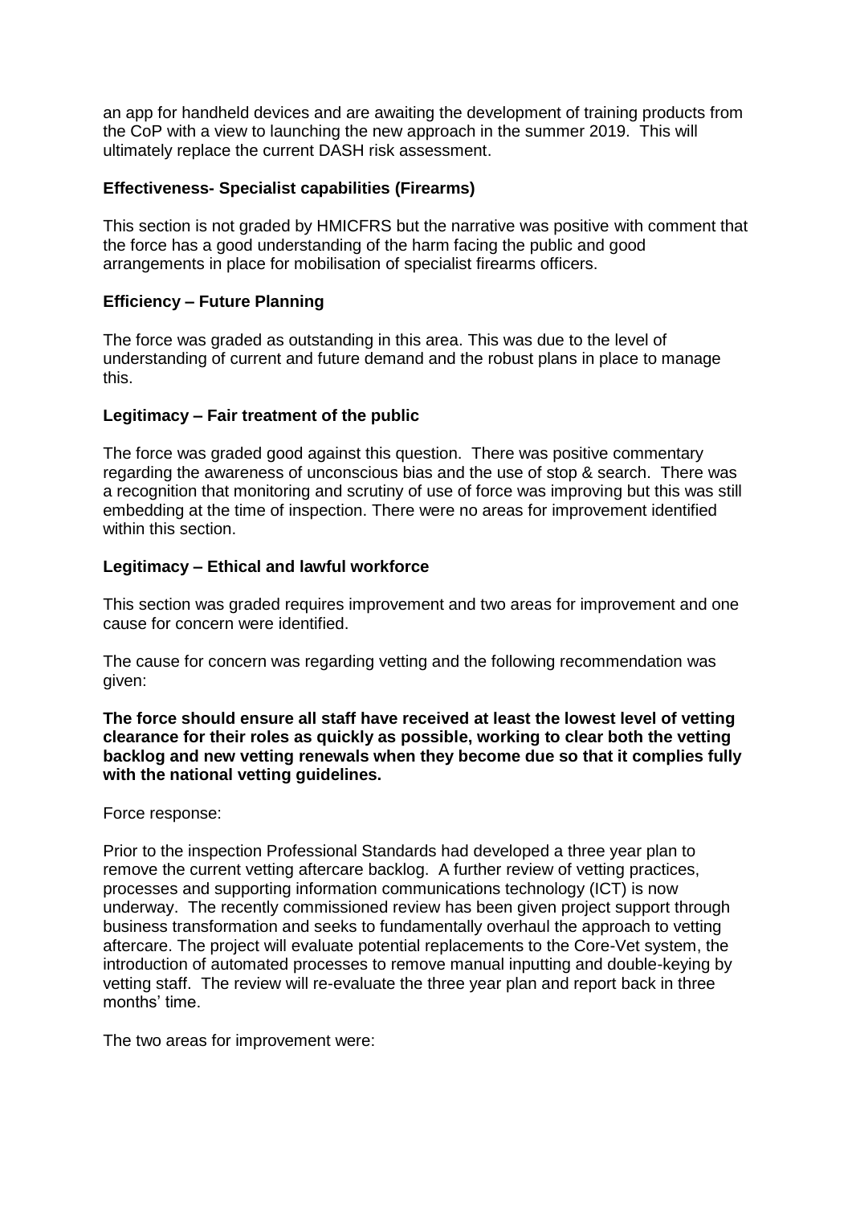an app for handheld devices and are awaiting the development of training products from the CoP with a view to launching the new approach in the summer 2019. This will ultimately replace the current DASH risk assessment.

### Effectiveness- Specialist capabilities (Firearms)

This section is not graded by HMICFRS but the narrative was positive with comment that the force has a good understanding of the harm facing the public and good arrangements in place for mobilisation of specialist firearms officers.

### Efficiency – Future Planning

The force was graded as outstanding in this area. This was due to the level of understanding of current and future demand and the robust plans in place to manage this.

### Legitimacy – Fair treatment of the public

The force was graded good against this question. There was positive commentary regarding the awareness of unconscious bias and the use of stop & search. There was a recognition that monitoring and scrutiny of use of force was improving but this was still embedding at the time of inspection. There were no areas for improvement identified within this section.

### Legitimacy – Ethical and lawful workforce

This section was graded requires improvement and two areas for improvement and one cause for concern were identified.

The cause for concern was regarding vetting and the following recommendation was given:

**The force should ensure all staff have received at least the lowest level of vetting clearance for their roles as quickly as possible, working to clear both the vetting backlog and new vetting renewals when they become due so that it complies fully with the national vetting guidelines.**

Force response:

Prior to the inspection Professional Standards had developed a three year plan to remove the current vetting aftercare backlog. A further review of vetting practices, processes and supporting information communications technology (ICT) is now underway. The recently commissioned review has been given project support through business transformation and seeks to fundamentally overhaul the approach to vetting aftercare. The project will evaluate potential replacements to the Core-Vet system, the introduction of automated processes to remove manual inputting and double-keying by vetting staff. The review will re-evaluate the three year plan and report back in three months' time.

The two areas for improvement were: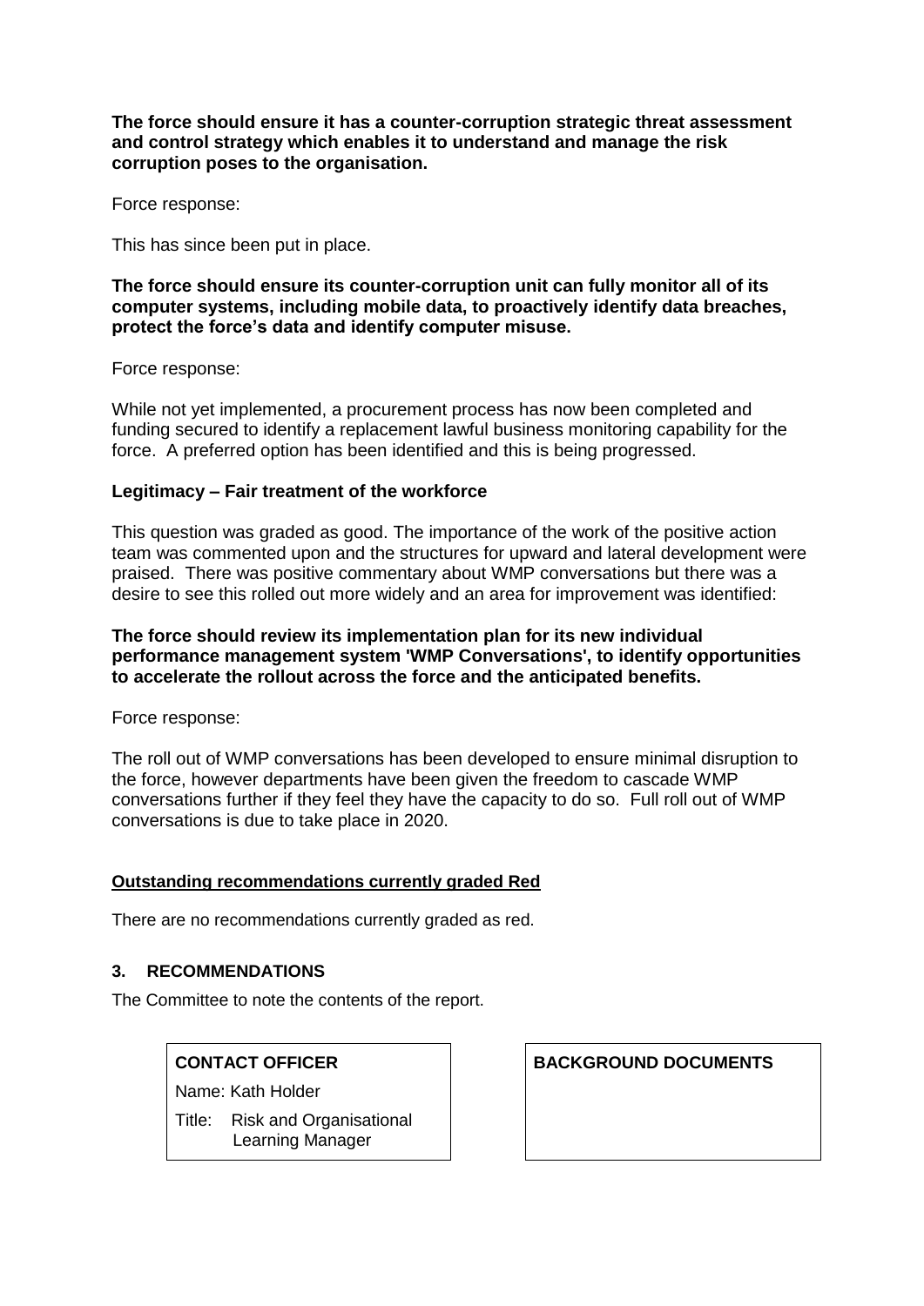**The force should ensure it has a counter-corruption strategic threat assessment and control strategy which enables it to understand and manage the risk corruption poses to the organisation.**

Force response:

This has since been put in place.

**The force should ensure its counter-corruption unit can fully monitor all of its computer systems, including mobile data, to proactively identify data breaches, protect the force's data and identify computer misuse.**

Force response:

While not yet implemented, a procurement process has now been completed and funding secured to identify a replacement lawful business monitoring capability for the force. A preferred option has been identified and this is being progressed.

**Legitimacy – Fair treatment of the workforce**

This question was graded as good. The importance of the work of the positive action team was commented upon and the structures for upward and lateral development were praised. There was positive commentary about WMP conversations but there was a desire to see this rolled out more widely and an area for improvement was identified:

**The force should review its implementation plan for its new individual performance management system 'WMP Conversations', to identify opportunities to accelerate the rollout across the force and the anticipated benefits.**

Force response:

The roll out of WMP conversations has been developed to ensure minimal disruption to the force, however departments have been given the freedom to cascade WMP conversations further if they feel they have the capacity to do so. Full roll out of WMP conversations is due to take place in 2020.

**Outstanding recommendations currently graded Red**

There are no recommendations currently graded as red.

## 3. RECOMMENDATIONS

The Committee to note the contents of the report.

**CONTACT OFFICER**

Name: Kath Holder

Title: Risk and Organisational Learning Manager

**BACKGROUND DOCUMENTS**